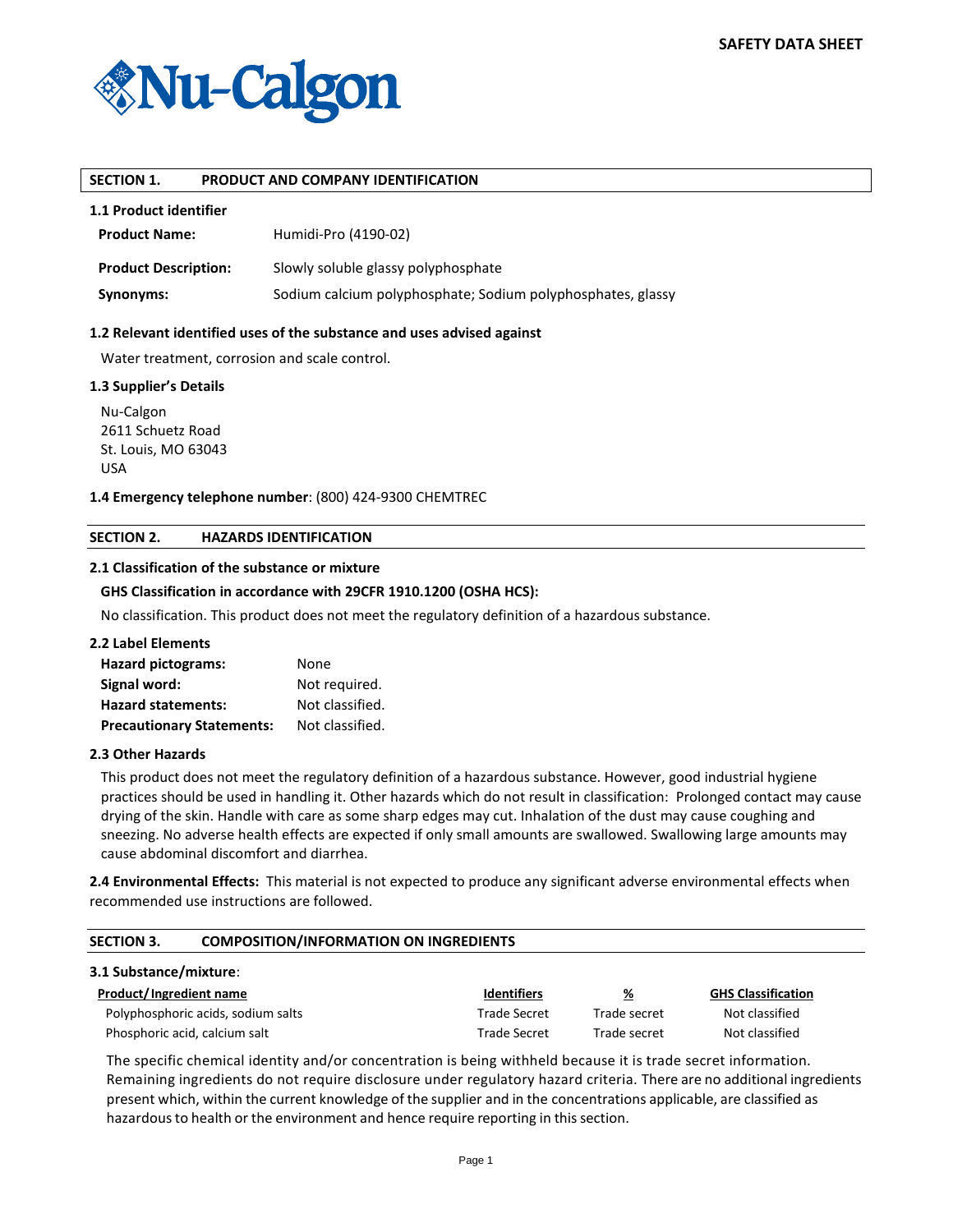**SAFETY DATA SHEET**

**Nu-Calgon**

## SECTION 1. PRODUCT AND COMPANY IDENTIFICATION

### 1.1 Product identifier

**Product Name:** Humidi-Pro (4190-02)

**Product Description:** Slowly soluble glassy polyphosphate

**Synonyms:** Sodium calcium polyphosphate; Sodium polyphosphates, glassy

### 1.2 Relevant identified uses of the substance and uses advised against

Water treatment, corrosion and scale control.

### 1.3 Supplier's Details

Nu-Calgon
2611 Schuetz Road
St. Louis, MO 63043
USA

**1.4 Emergency telephone number**: (800) 424-9300 CHEMTREC

## SECTION 2. HAZARDS IDENTIFICATION

### 2.1 Classification of the substance or mixture

**GHS Classification in accordance with 29CFR 1910.1200 (OSHA HCS):**

No classification. This product does not meet the regulatory definition of a hazardous substance.

### 2.2 Label Elements

**Hazard pictograms:** None
**Signal word:** Not required.
**Hazard statements:** Not classified.
**Precautionary Statements:** Not classified.

### 2.3 Other Hazards

This product does not meet the regulatory definition of a hazardous substance. However, good industrial hygiene practices should be used in handling it. Other hazards which do not result in classification: Prolonged contact may cause drying of the skin. Handle with care as some sharp edges may cut. Inhalation of the dust may cause coughing and sneezing. No adverse health effects are expected if only small amounts are swallowed. Swallowing large amounts may cause abdominal discomfort and diarrhea.

**2.4 Environmental Effects:** This material is not expected to produce any significant adverse environmental effects when recommended use instructions are followed.

## SECTION 3. COMPOSITION/INFORMATION ON INGREDIENTS

**3.1 Substance/mixture**:

| Product/ Ingredient name | Identifiers | % | GHS Classification |
|---|---|---|---|
| Polyphosphoric acids, sodium salts | Trade Secret | Trade secret | Not classified |
| Phosphoric acid, calcium salt | Trade Secret | Trade secret | Not classified |

The specific chemical identity and/or concentration is being withheld because it is trade secret information. Remaining ingredients do not require disclosure under regulatory hazard criteria. There are no additional ingredients present which, within the current knowledge of the supplier and in the concentrations applicable, are classified as hazardous to health or the environment and hence require reporting in this section.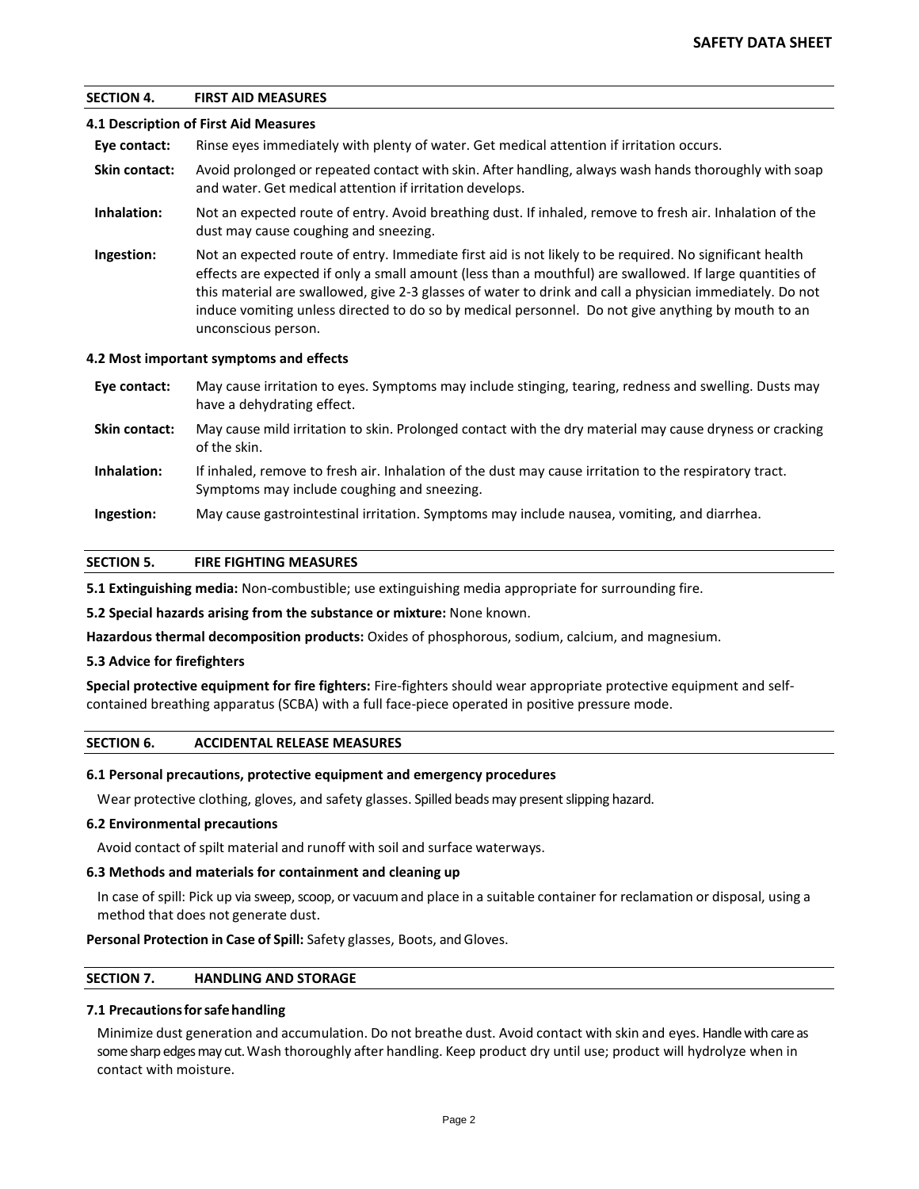## SECTION 4. FIRST AID MEASURES

### 4.1 Description of First Aid Measures

**Eye contact:** Rinse eyes immediately with plenty of water. Get medical attention if irritation occurs.

**Skin contact:** Avoid prolonged or repeated contact with skin. After handling, always wash hands thoroughly with soap and water. Get medical attention if irritation develops.

**Inhalation:** Not an expected route of entry. Avoid breathing dust. If inhaled, remove to fresh air. Inhalation of the dust may cause coughing and sneezing.

**Ingestion:** Not an expected route of entry. Immediate first aid is not likely to be required. No significant health effects are expected if only a small amount (less than a mouthful) are swallowed. If large quantities of this material are swallowed, give 2-3 glasses of water to drink and call a physician immediately. Do not induce vomiting unless directed to do so by medical personnel. Do not give anything by mouth to an unconscious person.

### 4.2 Most important symptoms and effects

**Eye contact:** May cause irritation to eyes. Symptoms may include stinging, tearing, redness and swelling. Dusts may have a dehydrating effect.

**Skin contact:** May cause mild irritation to skin. Prolonged contact with the dry material may cause dryness or cracking of the skin.

**Inhalation:** If inhaled, remove to fresh air. Inhalation of the dust may cause irritation to the respiratory tract. Symptoms may include coughing and sneezing.

**Ingestion:** May cause gastrointestinal irritation. Symptoms may include nausea, vomiting, and diarrhea.

## SECTION 5. FIRE FIGHTING MEASURES

**5.1 Extinguishing media:** Non-combustible; use extinguishing media appropriate for surrounding fire.

**5.2 Special hazards arising from the substance or mixture:** None known.

**Hazardous thermal decomposition products:** Oxides of phosphorous, sodium, calcium, and magnesium.

**5.3 Advice for firefighters**

**Special protective equipment for fire fighters:** Fire-fighters should wear appropriate protective equipment and self-contained breathing apparatus (SCBA) with a full face-piece operated in positive pressure mode.

## SECTION 6. ACCIDENTAL RELEASE MEASURES

### 6.1 Personal precautions, protective equipment and emergency procedures

Wear protective clothing, gloves, and safety glasses. Spilled beads may present slipping hazard.

### 6.2 Environmental precautions

Avoid contact of spilt material and runoff with soil and surface waterways.

### 6.3 Methods and materials for containment and cleaning up

In case of spill: Pick up via sweep, scoop, or vacuum and place in a suitable container for reclamation or disposal, using a method that does not generate dust.

**Personal Protection in Case of Spill:** Safety glasses, Boots, and Gloves.

## SECTION 7. HANDLING AND STORAGE

### 7.1 Precautions for safe handling

Minimize dust generation and accumulation. Do not breathe dust. Avoid contact with skin and eyes. Handle with care as some sharp edges may cut. Wash thoroughly after handling. Keep product dry until use; product will hydrolyze when in contact with moisture.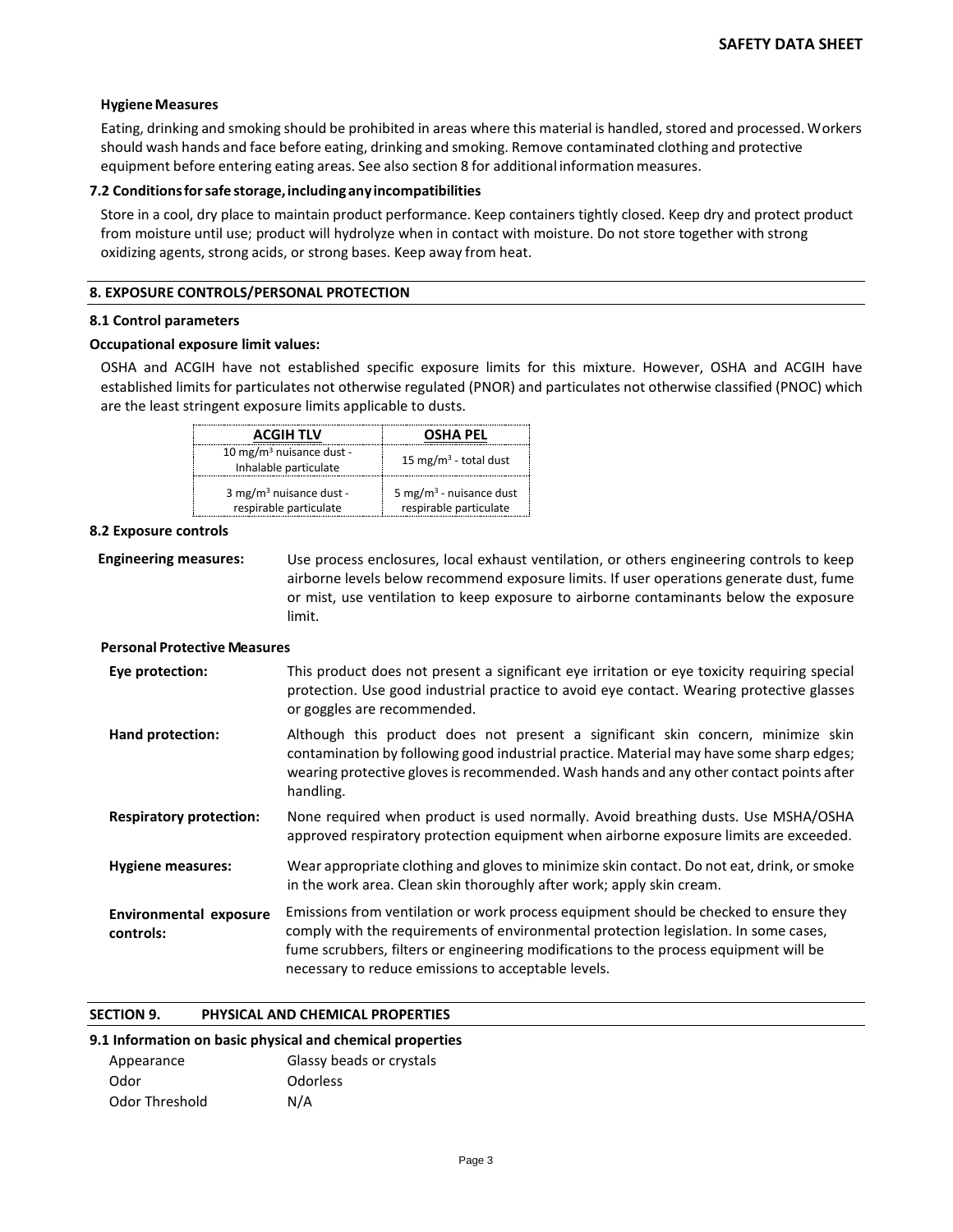**Hygiene Measures**

Eating, drinking and smoking should be prohibited in areas where this material is handled, stored and processed. Workers should wash hands and face before eating, drinking and smoking. Remove contaminated clothing and protective equipment before entering eating areas. See also section 8 for additional information measures.

### 7.2 Conditions for safe storage, including any incompatibilities

Store in a cool, dry place to maintain product performance. Keep containers tightly closed. Keep dry and protect product from moisture until use; product will hydrolyze when in contact with moisture. Do not store together with strong oxidizing agents, strong acids, or strong bases. Keep away from heat.

## 8. EXPOSURE CONTROLS/PERSONAL PROTECTION

### 8.1 Control parameters

**Occupational exposure limit values:**

OSHA and ACGIH have not established specific exposure limits for this mixture. However, OSHA and ACGIH have established limits for particulates not otherwise regulated (PNOR) and particulates not otherwise classified (PNOC) which are the least stringent exposure limits applicable to dusts.

| ACGIH TLV | OSHA PEL |
|---|---|
| 10 $mg/m^3$ nuisance dust - Inhalable particulate | 15 $mg/m^3$ - total dust |
| 3 $mg/m^3$ nuisance dust - respirable particulate | 5 $mg/m^3$ - nuisance dust respirable particulate |

### 8.2 Exposure controls

**Engineering measures:** Use process enclosures, local exhaust ventilation, or others engineering controls to keep airborne levels below recommend exposure limits. If user operations generate dust, fume or mist, use ventilation to keep exposure to airborne contaminants below the exposure limit.

**Personal Protective Measures**

**Eye protection:** This product does not present a significant eye irritation or eye toxicity requiring special protection. Use good industrial practice to avoid eye contact. Wearing protective glasses or goggles are recommended.

**Hand protection:** Although this product does not present a significant skin concern, minimize skin contamination by following good industrial practice. Material may have some sharp edges; wearing protective gloves is recommended. Wash hands and any other contact points after handling.

**Respiratory protection:** None required when product is used normally. Avoid breathing dusts. Use MSHA/OSHA approved respiratory protection equipment when airborne exposure limits are exceeded.

**Hygiene measures:** Wear appropriate clothing and gloves to minimize skin contact. Do not eat, drink, or smoke in the work area. Clean skin thoroughly after work; apply skin cream.

**Environmental exposure controls:** Emissions from ventilation or work process equipment should be checked to ensure they comply with the requirements of environmental protection legislation. In some cases, fume scrubbers, filters or engineering modifications to the process equipment will be necessary to reduce emissions to acceptable levels.

## SECTION 9. PHYSICAL AND CHEMICAL PROPERTIES

### 9.1 Information on basic physical and chemical properties

| | |
|---|---|
| Appearance | Glassy beads or crystals |
| Odor | Odorless |
| Odor Threshold | N/A |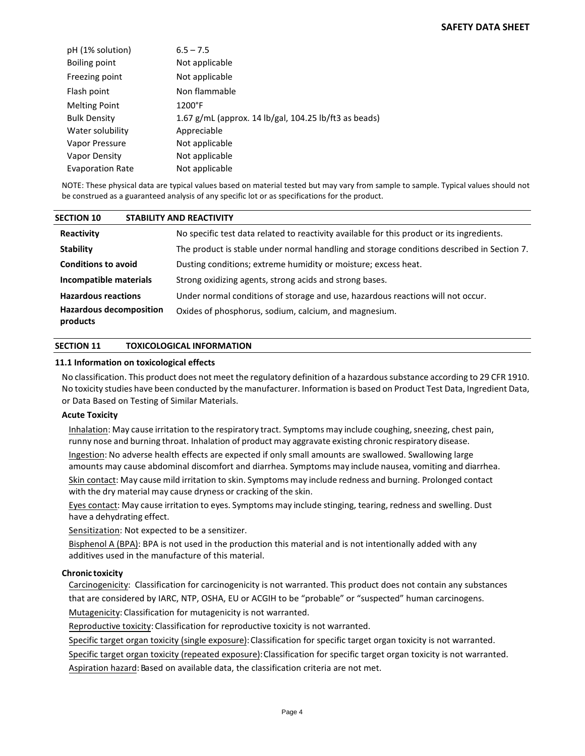| | |
|---|---|
| pH (1% solution) | 6.5 – 7.5 |
| Boiling point | Not applicable |
| Freezing point | Not applicable |
| Flash point | Non flammable |
| Melting Point | 1200°F |
| Bulk Density | 1.67 g/mL (approx. 14 lb/gal, 104.25 lb/ft3 as beads) |
| Water solubility | Appreciable |
| Vapor Pressure | Not applicable |
| Vapor Density | Not applicable |
| Evaporation Rate | Not applicable |

NOTE: These physical data are typical values based on material tested but may vary from sample to sample. Typical values should not be construed as a guaranteed analysis of any specific lot or as specifications for the product.

## SECTION 10 STABILITY AND REACTIVITY

| | |
|---|---|
| **Reactivity** | No specific test data related to reactivity available for this product or its ingredients. |
| **Stability** | The product is stable under normal handling and storage conditions described in Section 7. |
| **Conditions to avoid** | Dusting conditions; extreme humidity or moisture; excess heat. |
| **Incompatible materials** | Strong oxidizing agents, strong acids and strong bases. |
| **Hazardous reactions** | Under normal conditions of storage and use, hazardous reactions will not occur. |
| **Hazardous decomposition products** | Oxides of phosphorus, sodium, calcium, and magnesium. |

## SECTION 11 TOXICOLOGICAL INFORMATION

### 11.1 Information on toxicological effects

No classification. This product does not meet the regulatory definition of a hazardous substance according to 29 CFR 1910. No toxicity studies have been conducted by the manufacturer. Information is based on Product Test Data, Ingredient Data, or Data Based on Testing of Similar Materials.

**Acute Toxicity**

Inhalation: May cause irritation to the respiratory tract. Symptoms may include coughing, sneezing, chest pain, runny nose and burning throat. Inhalation of product may aggravate existing chronic respiratory disease.

Ingestion: No adverse health effects are expected if only small amounts are swallowed. Swallowing large amounts may cause abdominal discomfort and diarrhea. Symptoms may include nausea, vomiting and diarrhea.

Skin contact: May cause mild irritation to skin. Symptoms may include redness and burning. Prolonged contact with the dry material may cause dryness or cracking of the skin.

Eyes contact: May cause irritation to eyes. Symptoms may include stinging, tearing, redness and swelling. Dust have a dehydrating effect.

Sensitization: Not expected to be a sensitizer.

Bisphenol A (BPA): BPA is not used in the production this material and is not intentionally added with any additives used in the manufacture of this material.

**Chronic toxicity**

Carcinogenicity: Classification for carcinogenicity is not warranted. This product does not contain any substances that are considered by IARC, NTP, OSHA, EU or ACGIH to be "probable" or "suspected" human carcinogens.

Mutagenicity: Classification for mutagenicity is not warranted.

Reproductive toxicity: Classification for reproductive toxicity is not warranted.

Specific target organ toxicity (single exposure): Classification for specific target organ toxicity is not warranted.

Specific target organ toxicity (repeated exposure): Classification for specific target organ toxicity is not warranted.

Aspiration hazard: Based on available data, the classification criteria are not met.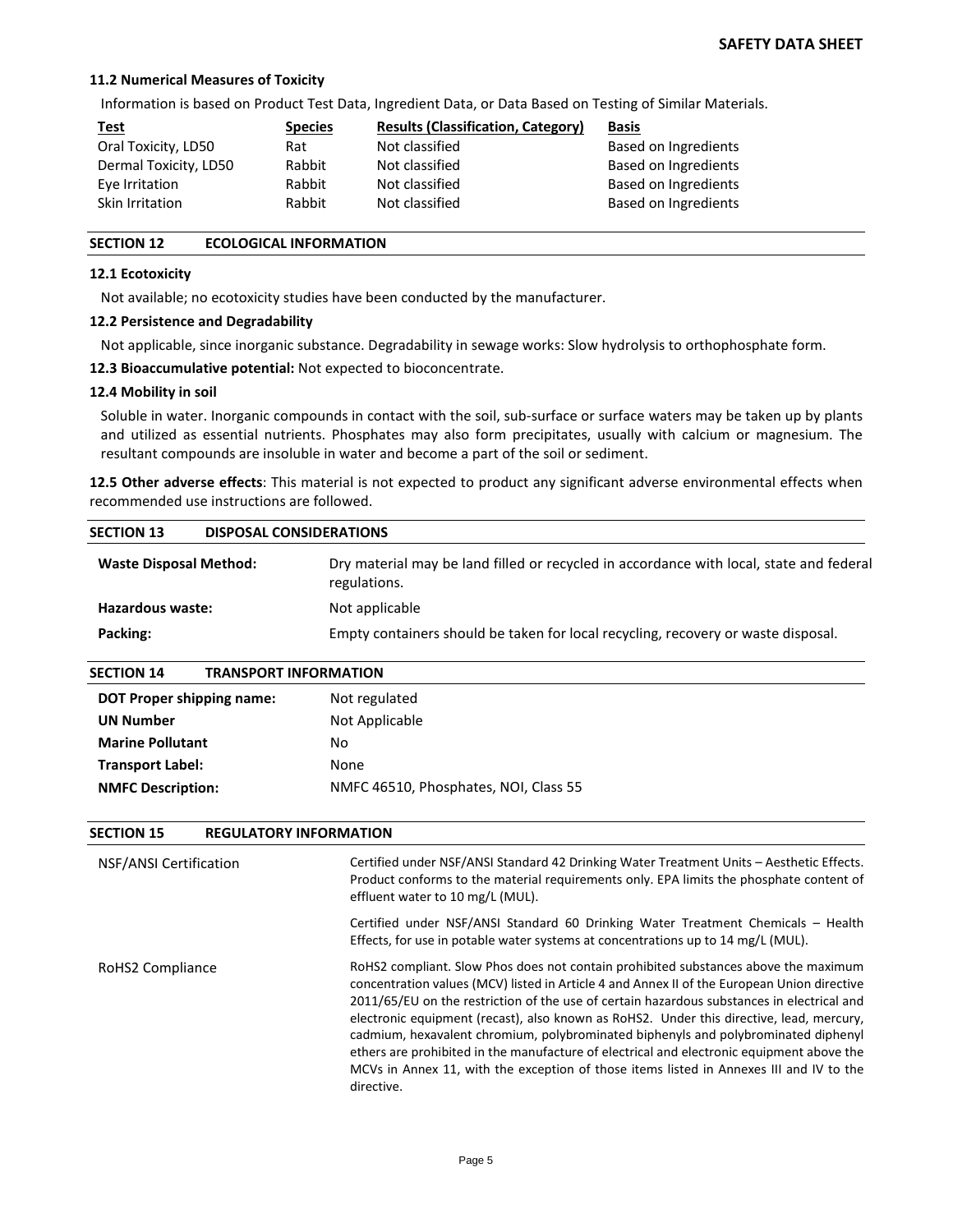### 11.2 Numerical Measures of Toxicity

Information is based on Product Test Data, Ingredient Data, or Data Based on Testing of Similar Materials.

| Test | Species | Results (Classification, Category) | Basis |
|---|---|---|---|
| Oral Toxicity, LD50 | Rat | Not classified | Based on Ingredients |
| Dermal Toxicity, LD50 | Rabbit | Not classified | Based on Ingredients |
| Eye Irritation | Rabbit | Not classified | Based on Ingredients |
| Skin Irritation | Rabbit | Not classified | Based on Ingredients |

## SECTION 12 ECOLOGICAL INFORMATION

### 12.1 Ecotoxicity

Not available; no ecotoxicity studies have been conducted by the manufacturer.

### 12.2 Persistence and Degradability

Not applicable, since inorganic substance. Degradability in sewage works: Slow hydrolysis to orthophosphate form.

**12.3 Bioaccumulative potential:** Not expected to bioconcentrate.

### 12.4 Mobility in soil

Soluble in water. Inorganic compounds in contact with the soil, sub-surface or surface waters may be taken up by plants and utilized as essential nutrients. Phosphates may also form precipitates, usually with calcium or magnesium. The resultant compounds are insoluble in water and become a part of the soil or sediment.

**12.5 Other adverse effects**: This material is not expected to product any significant adverse environmental effects when recommended use instructions are followed.

## SECTION 13 DISPOSAL CONSIDERATIONS

| | |
|---|---|
| **Waste Disposal Method:** | Dry material may be land filled or recycled in accordance with local, state and federal regulations. |
| **Hazardous waste:** | Not applicable |
| **Packing:** | Empty containers should be taken for local recycling, recovery or waste disposal. |

## SECTION 14 TRANSPORT INFORMATION

| | |
|---|---|
| **DOT Proper shipping name:** | Not regulated |
| **UN Number** | Not Applicable |
| **Marine Pollutant** | No |
| **Transport Label:** | None |
| **NMFC Description:** | NMFC 46510, Phosphates, NOI, Class 55 |

## SECTION 15 REGULATORY INFORMATION

| | |
|---|---|
| NSF/ANSI Certification | Certified under NSF/ANSI Standard 42 Drinking Water Treatment Units – Aesthetic Effects. Product conforms to the material requirements only. EPA limits the phosphate content of effluent water to 10 mg/L (MUL).<br><br>Certified under NSF/ANSI Standard 60 Drinking Water Treatment Chemicals – Health Effects, for use in potable water systems at concentrations up to 14 mg/L (MUL). |
| RoHS2 Compliance | RoHS2 compliant. Slow Phos does not contain prohibited substances above the maximum concentration values (MCV) listed in Article 4 and Annex II of the European Union directive 2011/65/EU on the restriction of the use of certain hazardous substances in electrical and electronic equipment (recast), also known as RoHS2. Under this directive, lead, mercury, cadmium, hexavalent chromium, polybrominated biphenyls and polybrominated diphenyl ethers are prohibited in the manufacture of electrical and electronic equipment above the MCVs in Annex 11, with the exception of those items listed in Annexes III and IV to the directive. |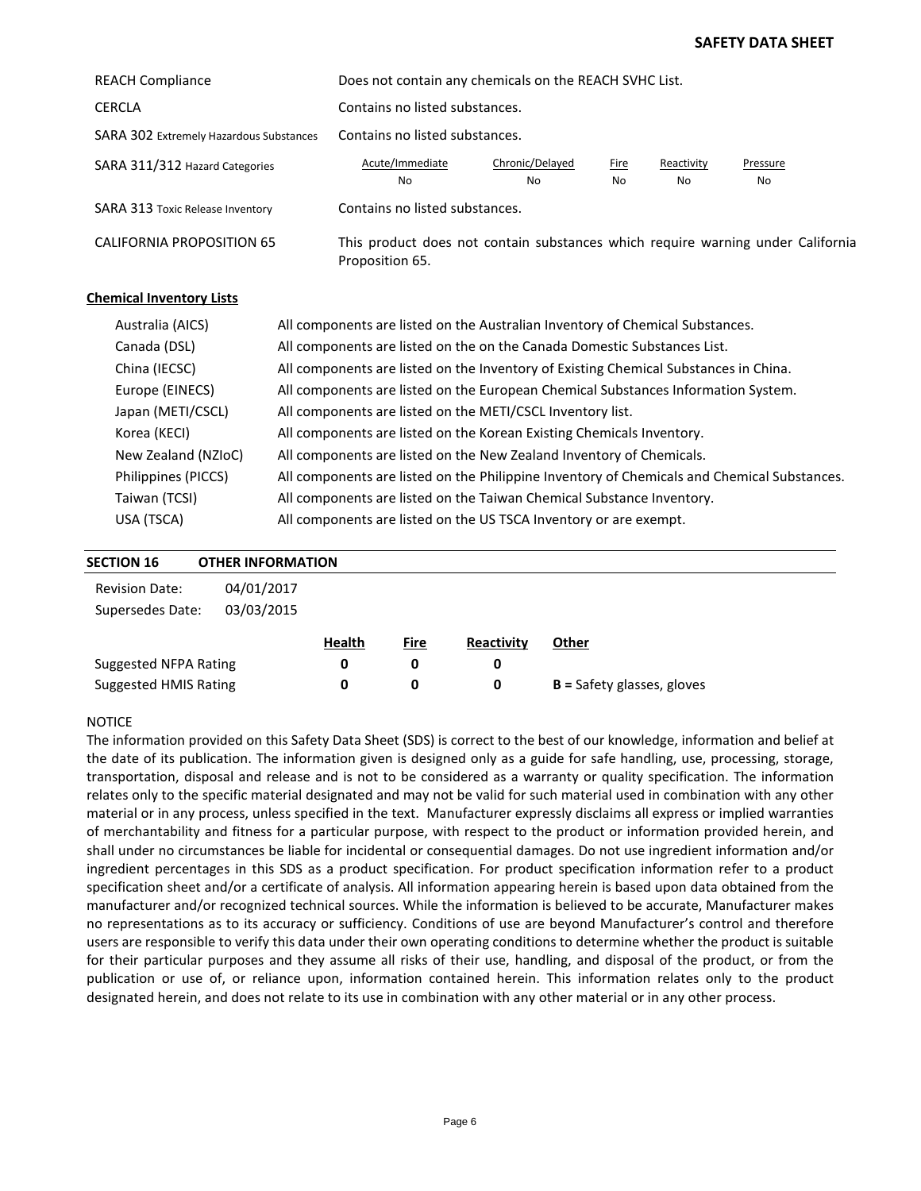| | |
|---|---|
| REACH Compliance | Does not contain any chemicals on the REACH SVHC List. |
| CERCLA | Contains no listed substances. |
| SARA 302 Extremely Hazardous Substances | Contains no listed substances. |

| SARA 311/312 Hazard Categories | Acute/Immediate | Chronic/Delayed | Fire | Reactivity | Pressure |
|---|---|---|---|---|---|
| | No | No | No | No | No |

| | |
|---|---|
| SARA 313 Toxic Release Inventory | Contains no listed substances. |
| CALIFORNIA PROPOSITION 65 | This product does not contain substances which require warning under California Proposition 65. |

**Chemical Inventory Lists**

| | |
|---|---|
| Australia (AICS) | All components are listed on the Australian Inventory of Chemical Substances. |
| Canada (DSL) | All components are listed on the on the Canada Domestic Substances List. |
| China (IECSC) | All components are listed on the Inventory of Existing Chemical Substances in China. |
| Europe (EINECS) | All components are listed on the European Chemical Substances Information System. |
| Japan (METI/CSCL) | All components are listed on the METI/CSCL Inventory list. |
| Korea (KECI) | All components are listed on the Korean Existing Chemicals Inventory. |
| New Zealand (NZIoC) | All components are listed on the New Zealand Inventory of Chemicals. |
| Philippines (PICCS) | All components are listed on the Philippine Inventory of Chemicals and Chemical Substances. |
| Taiwan (TCSI) | All components are listed on the Taiwan Chemical Substance Inventory. |
| USA (TSCA) | All components are listed on the US TSCA Inventory or are exempt. |

## SECTION 16 OTHER INFORMATION

Revision Date: 04/01/2017
Supersedes Date: 03/03/2015

| | Health | Fire | Reactivity | Other |
|---|---|---|---|---|
| Suggested NFPA Rating | 0 | 0 | 0 | |
| Suggested HMIS Rating | 0 | 0 | 0 | **B** = Safety glasses, gloves |

NOTICE

The information provided on this Safety Data Sheet (SDS) is correct to the best of our knowledge, information and belief at the date of its publication. The information given is designed only as a guide for safe handling, use, processing, storage, transportation, disposal and release and is not to be considered as a warranty or quality specification. The information relates only to the specific material designated and may not be valid for such material used in combination with any other material or in any process, unless specified in the text. Manufacturer expressly disclaims all express or implied warranties of merchantability and fitness for a particular purpose, with respect to the product or information provided herein, and shall under no circumstances be liable for incidental or consequential damages. Do not use ingredient information and/or ingredient percentages in this SDS as a product specification. For product specification information refer to a product specification sheet and/or a certificate of analysis. All information appearing herein is based upon data obtained from the manufacturer and/or recognized technical sources. While the information is believed to be accurate, Manufacturer makes no representations as to its accuracy or sufficiency. Conditions of use are beyond Manufacturer's control and therefore users are responsible to verify this data under their own operating conditions to determine whether the product is suitable for their particular purposes and they assume all risks of their use, handling, and disposal of the product, or from the publication or use of, or reliance upon, information contained herein. This information relates only to the product designated herein, and does not relate to its use in combination with any other material or in any other process.